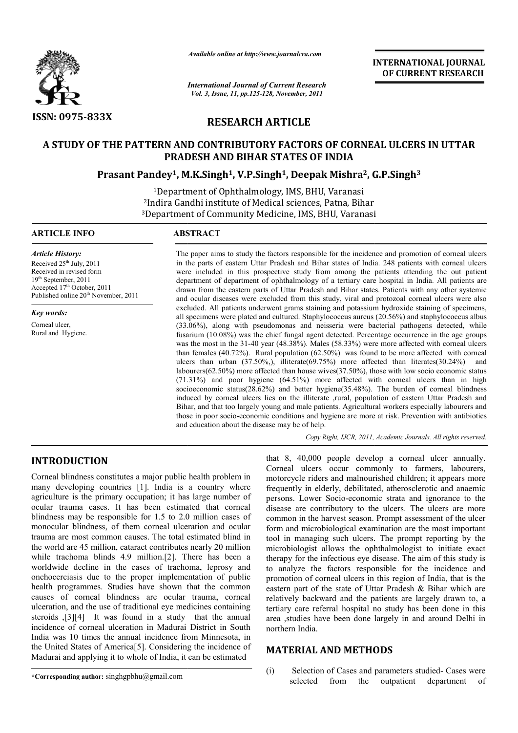ISSN: 0975-833X

*Available online at http://www.journalcra.com*

*International Journal of Current Research*
*Vol. 3, Issue, 11, pp.125-128, November, 2011*

**INTERNATIONAL JOURNAL OF CURRENT RESEARCH**

## RESEARCH ARTICLE

# A STUDY OF THE PATTERN AND CONTRIBUTORY FACTORS OF CORNEAL ULCERS IN UTTAR PRADESH AND BIHAR STATES OF INDIA

**Prasant Pandey[1], M.K.Singh[1], V.P.Singh[1], Deepak Mishra[2], G.P.Singh[3]**

[1]Department of Ophthalmology, IMS, BHU, Varanasi
[2]Indira Gandhi institute of Medical sciences, Patna, Bihar
[3]Department of Community Medicine, IMS, BHU, Varanasi

**ARTICLE INFO**

*Article History:*
Received 25[th] July, 2011
Received in revised form
19[th] September, 2011
Accepted 17[th] October, 2011
Published online 20[th] November, 2011

*Key words:*
Corneal ulcer,
Rural and Hygiene.

**ABSTRACT**

The paper aims to study the factors responsible for the incidence and promotion of corneal ulcers in the parts of eastern Uttar Pradesh and Bihar states of India. 248 patients with corneal ulcers were included in this prospective study from among the patients attending the out patient department of department of ophthalmology of a tertiary care hospital in India. All patients are drawn from the eastern parts of Uttar Pradesh and Bihar states. Patients with any other systemic and ocular diseases were excluded from this study, viral and protozoal corneal ulcers were also excluded. All patients underwent grams staining and potassium hydroxide staining of specimens, all specimens were plated and cultured. Staphylococcus aureus (20.56%) and staphylococcus albus (33.06%), along with pseudomonas and neisseria were bacterial pathogens detected, while fusarium (10.08%) was the chief fungal agent detected. Percentage occurrence in the age groups was the most in the 31-40 year (48.38%). Males (58.33%) were more affected with corneal ulcers than females (40.72%). Rural population (62.50%) was found to be more affected with corneal ulcers than urban (37.50%,), illiterate(69.75%) more affected than literates(30.24%) and labourers(62.50%) more affected than house wives(37.50%), those with low socio economic status (71.31%) and poor hygiene (64.51%) more affected with corneal ulcers than in high socioeconomic status(28.62%) and better hygiene(35.48%). The burden of corneal blindness induced by corneal ulcers lies on the illiterate ,rural, population of eastern Uttar Pradesh and Bihar, and that too largely young and male patients. Agricultural workers especially labourers and those in poor socio-economic conditions and hygiene are more at risk. Prevention with antibiotics and education about the disease may be of help.

*Copy Right, IJCR, 2011, Academic Journals. All rights reserved.*

## INTRODUCTION

Corneal blindness constitutes a major public health problem in many developing countries [1]. India is a country where agriculture is the primary occupation; it has large number of ocular trauma cases. It has been estimated that corneal blindness may be responsible for 1.5 to 2.0 million cases of monocular blindness, of them corneal ulceration and ocular trauma are most common causes. The total estimated blind in the world are 45 million, cataract contributes nearly 20 million while trachoma blinds 4.9 million.[2]. There has been a worldwide decline in the cases of trachoma, leprosy and onchocerciasis due to the proper implementation of public health programmes. Studies have shown that the common causes of corneal blindness are ocular trauma, corneal ulceration, and the use of traditional eye medicines containing steroids ,[3][4] It was found in a study that the annual incidence of corneal ulceration in Madurai District in South India was 10 times the annual incidence from Minnesota, in the United States of America[5]. Considering the incidence of Madurai and applying it to whole of India, it can be estimated that 8, 40,000 people develop a corneal ulcer annually. Corneal ulcers occur commonly to farmers, labourers, motorcycle riders and malnourished children; it appears more frequently in elderly, debilitated, atherosclerotic and anaemic persons. Lower Socio-economic strata and ignorance to the disease are contributory to the ulcers. The ulcers are more common in the harvest season. Prompt assessment of the ulcer form and microbiological examination are the most important tool in managing such ulcers. The prompt reporting by the microbiologist allows the ophthalmologist to initiate exact therapy for the infectious eye disease. The aim of this study is to analyze the factors responsible for the incidence and promotion of corneal ulcers in this region of India, that is the eastern part of the state of Uttar Pradesh & Bihar which are relatively backward and the patients are largely drawn to, a tertiary care referral hospital no study has been done in this area ,studies have been done largely in and around Delhi in northern India.

## MATERIAL AND METHODS

(i) Selection of Cases and parameters studied- Cases were selected from the outpatient department of

*Corresponding author: singhgpbhu@gmail.com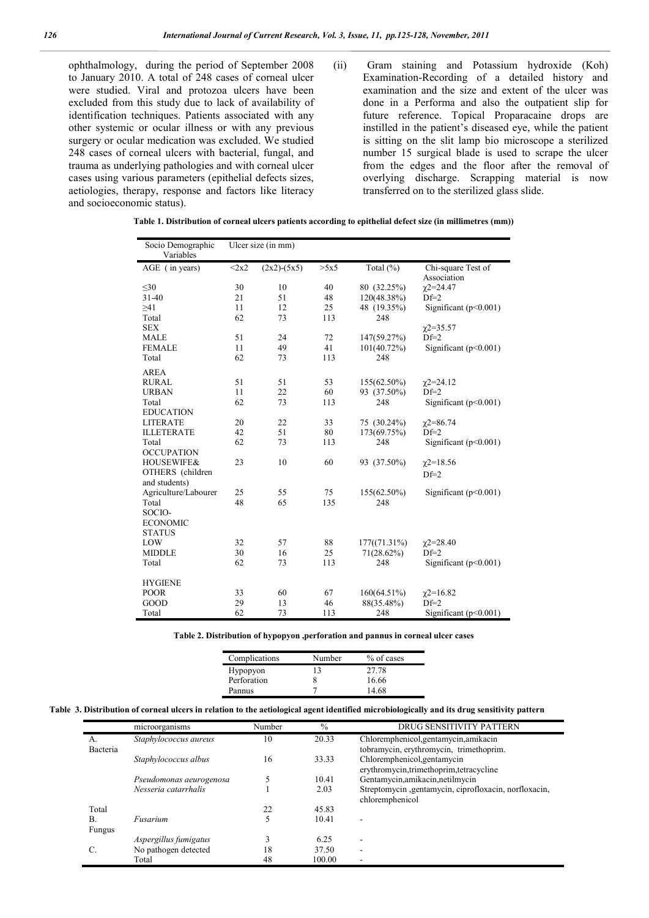ophthalmology, during the period of September 2008 to January 2010. A total of 248 cases of corneal ulcer were studied. Viral and protozoa ulcers have been excluded from this study due to lack of availability of identification techniques. Patients associated with any other systemic or ocular illness or with any previous surgery or ocular medication was excluded. We studied 248 cases of corneal ulcers with bacterial, fungal, and trauma as underlying pathologies and with corneal ulcer cases using various parameters (epithelial defects sizes, aetiologies, therapy, response and factors like literacy and socioeconomic status).

(ii) Gram staining and Potassium hydroxide (Koh) Examination-Recording of a detailed history and examination and the size and extent of the ulcer was done in a Performa and also the outpatient slip for future reference. Topical Proparacaine drops are instilled in the patient's diseased eye, while the patient is sitting on the slit lamp bio microscope a sterilized number 15 surgical blade is used to scrape the ulcer from the edges and the floor after the removal of overlying discharge. Scrapping material is now transferred on to the sterilized glass slide.

**Table 1. Distribution of corneal ulcers patients according to epithelial defect size (in millimetres (mm))**

| Socio Demographic Variables | Ulcer size (in mm) | | | | |
|---|---|---|---|---|---|
| AGE ( in years) | <2x2 | (2x2)-(5x5) | >5x5 | Total (%) | Chi-square Test of Association |
| ≤30 | 30 | 10 | 40 | 80 (32.25%) | $\chi 2$=24.47 |
| 31-40 | 21 | 51 | 48 | 120(48.38%) | Df=2 |
| ≥41 | 11 | 12 | 25 | 48 (19.35%) | Significant (p<0.001) |
| Total | 62 | 73 | 113 | 248 | |
| SEX | | | | | $\chi 2$=35.57 |
| MALE | 51 | 24 | 72 | 147(59.27%) | Df=2 |
| FEMALE | 11 | 49 | 41 | 101(40.72%) | Significant (p<0.001) |
| Total | 62 | 73 | 113 | 248 | |
| AREA | | | | | |
| RURAL | 51 | 51 | 53 | 155(62.50%) | $\chi 2$=24.12 |
| URBAN | 11 | 22 | 60 | 93 (37.50%) | Df=2 |
| Total | 62 | 73 | 113 | 248 | Significant (p<0.001) |
| EDUCATION | | | | | |
| LITERATE | 20 | 22 | 33 | 75 (30.24%) | $\chi 2$=86.74 |
| ILLETERATE | 42 | 51 | 80 | 173(69.75%) | Df=2 |
| Total | 62 | 73 | 113 | 248 | Significant (p<0.001) |
| OCCUPATION | | | | | |
| HOUSEWIFE& OTHERS (children and students) | 23 | 10 | 60 | 93 (37.50%) | $\chi 2$=18.56 Df=2 |
| Agriculture/Labourer | 25 | 55 | 75 | 155(62.50%) | Significant (p<0.001) |
| Total | 48 | 65 | 135 | 248 | |
| SOCIO-ECONOMIC STATUS | | | | | |
| LOW | 32 | 57 | 88 | 177((71.31%) | $\chi 2$=28.40 |
| MIDDLE | 30 | 16 | 25 | 71(28.62%) | Df=2 |
| Total | 62 | 73 | 113 | 248 | Significant (p<0.001) |
| HYGIENE | | | | | |
| POOR | 33 | 60 | 67 | 160(64.51%) | $\chi 2$=16.82 |
| GOOD | 29 | 13 | 46 | 88(35.48%) | Df=2 |
| Total | 62 | 73 | 113 | 248 | Significant (p<0.001) |

**Table 2. Distribution of hypopyon ,perforation and pannus in corneal ulcer cases**

| Complications | Number | % of cases |
|---|---|---|
| Hypopyon | 13 | 27.78 |
| Perforation | 8 | 16.66 |
| Pannus | 7 | 14.68 |

**Table 3. Distribution of corneal ulcers in relation to the aetiological agent identified microbiologically and its drug sensitivity pattern**

| | microorganisms | Number | % | DRUG SENSITIVITY PATTERN |
|---|---|---|---|---|
| A. Bacteria | *Staphylococcus aureus* | 10 | 20.33 | Chloremphenicol,gentamycin,amikacin tobramycin, erythromycin, trimethoprim. |
| | *Staphylococcus albus* | 16 | 33.33 | Chloremphenicol,gentamycin erythromycin,trimethoprim,tetracycline |
| | *Pseudomonas aeurogenosa* | 5 | 10.41 | Gentamycin,amikacin,netilmycin |
| | *Nesseria catarrhalis* | 1 | 2.03 | Streptomycin ,gentamycin, ciprofloxacin, norfloxacin, chloremphenicol |
| Total | | 22 | 45.83 | |
| B. Fungus | *Fusarium* | 5 | 10.41 | - |
| | *Aspergillus fumigatus* | 3 | 6.25 | - |
| C. | No pathogen detected | 18 | 37.50 | - |
| | Total | 48 | 100.00 | - |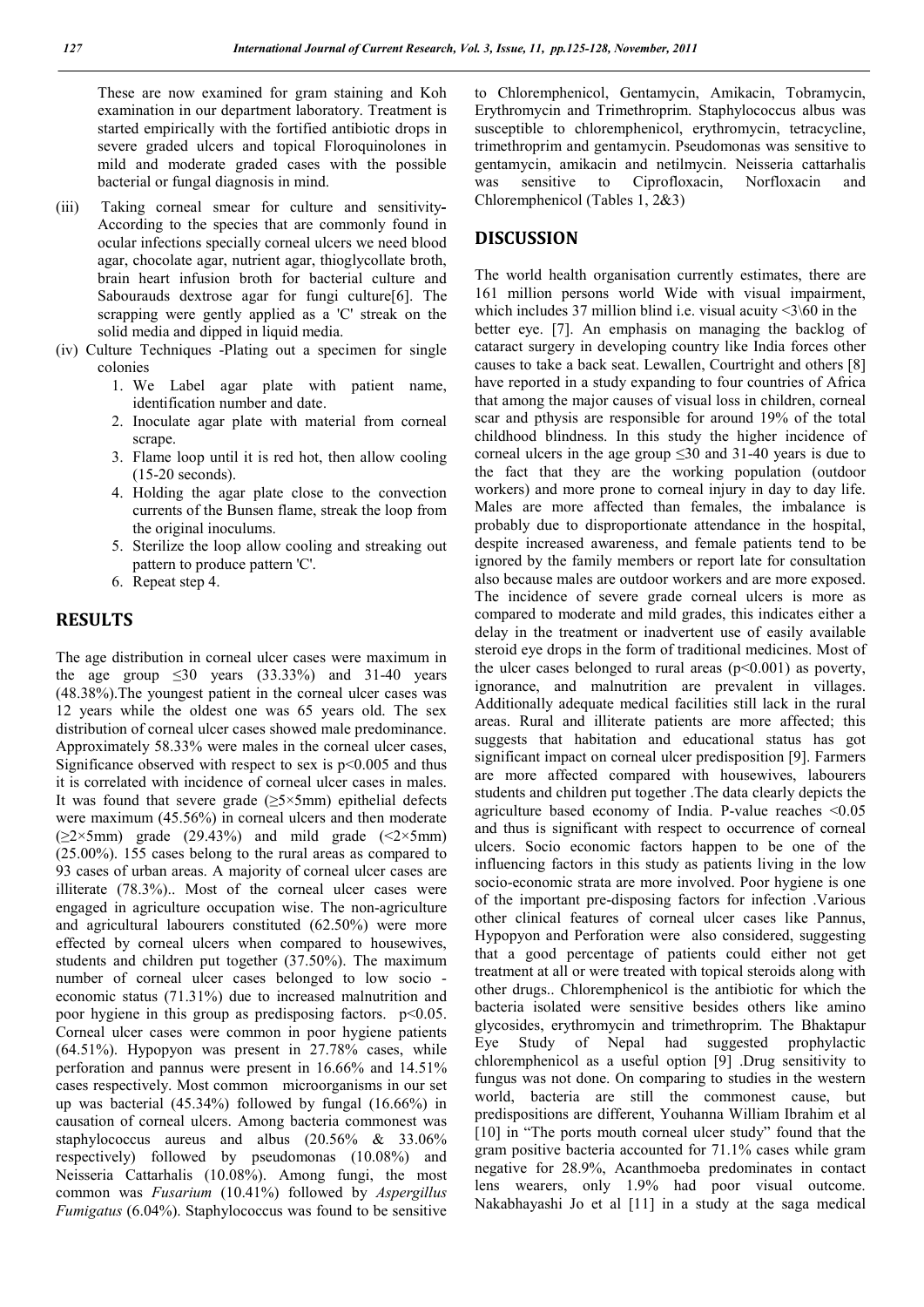These are now examined for gram staining and Koh examination in our department laboratory. Treatment is started empirically with the fortified antibiotic drops in severe graded ulcers and topical Floroquinolones in mild and moderate graded cases with the possible bacterial or fungal diagnosis in mind.

(iii) Taking corneal smear for culture and sensitivity- According to the species that are commonly found in ocular infections specially corneal ulcers we need blood agar, chocolate agar, nutrient agar, thioglycollate broth, brain heart infusion broth for bacterial culture and Sabourauds dextrose agar for fungi culture[6]. The scrapping were gently applied as a 'C' streak on the solid media and dipped in liquid media.

(iv) Culture Techniques -Plating out a specimen for single colonies

1. We Label agar plate with patient name, identification number and date.
2. Inoculate agar plate with material from corneal scrape.
3. Flame loop until it is red hot, then allow cooling (15-20 seconds).
4. Holding the agar plate close to the convection currents of the Bunsen flame, streak the loop from the original inoculums.
5. Sterilize the loop allow cooling and streaking out pattern to produce pattern 'C'.
6. Repeat step 4.

## RESULTS

The age distribution in corneal ulcer cases were maximum in the age group ≤30 years (33.33%) and 31-40 years (48.38%).The youngest patient in the corneal ulcer cases was 12 years while the oldest one was 65 years old. The sex distribution of corneal ulcer cases showed male predominance. Approximately 58.33% were males in the corneal ulcer cases, Significance observed with respect to sex is $p<0.005$ and thus it is correlated with incidence of corneal ulcer cases in males. It was found that severe grade (≥5×5mm) epithelial defects were maximum (45.56%) in corneal ulcers and then moderate (≥2×5mm) grade (29.43%) and mild grade (<2×5mm) (25.00%). 155 cases belong to the rural areas as compared to 93 cases of urban areas. A majority of corneal ulcer cases are illiterate (78.3%).. Most of the corneal ulcer cases were engaged in agriculture occupation wise. The non-agriculture and agricultural labourers constituted (62.50%) were more effected by corneal ulcers when compared to housewives, students and children put together (37.50%). The maximum number of corneal ulcer cases belonged to low socio - economic status (71.31%) due to increased malnutrition and poor hygiene in this group as predisposing factors. $p<0.05$. Corneal ulcer cases were common in poor hygiene patients (64.51%). Hypopyon was present in 27.78% cases, while perforation and pannus were present in 16.66% and 14.51% cases respectively. Most common microorganisms in our set up was bacterial (45.34%) followed by fungal (16.66%) in causation of corneal ulcers. Among bacteria commonest was staphylococcus aureus and albus (20.56% & 33.06% respectively) followed by pseudomonas (10.08%) and Neisseria Cattarhalis (10.08%). Among fungi, the most common was *Fusarium* (10.41%) followed by *Aspergillus Fumigatus* (6.04%). Staphylococcus was found to be sensitive to Chloremphenicol, Gentamycin, Amikacin, Tobramycin, Erythromycin and Trimethroprim. Staphylococcus albus was susceptible to chloremphenicol, erythromycin, tetracycline, trimethroprim and gentamycin. Pseudomonas was sensitive to gentamycin, amikacin and netilmycin. Neisseria cattarhalis was sensitive to Ciprofloxacin, Norfloxacin and Chloremphenicol (Tables 1, 2&3)

## DISCUSSION

The world health organisation currently estimates, there are 161 million persons world Wide with visual impairment, which includes 37 million blind i.e. visual acuity <3\60 in the better eye. [7]. An emphasis on managing the backlog of cataract surgery in developing country like India forces other causes to take a back seat. Lewallen, Courtright and others [8] have reported in a study expanding to four countries of Africa that among the major causes of visual loss in children, corneal scar and pthysis are responsible for around 19% of the total childhood blindness. In this study the higher incidence of corneal ulcers in the age group ≤30 and 31-40 years is due to the fact that they are the working population (outdoor workers) and more prone to corneal injury in day to day life. Males are more affected than females, the imbalance is probably due to disproportionate attendance in the hospital, despite increased awareness, and female patients tend to be ignored by the family members or report late for consultation also because males are outdoor workers and are more exposed. The incidence of severe grade corneal ulcers is more as compared to moderate and mild grades, this indicates either a delay in the treatment or inadvertent use of easily available steroid eye drops in the form of traditional medicines. Most of the ulcer cases belonged to rural areas ($p<0.001$) as poverty, ignorance, and malnutrition are prevalent in villages. Additionally adequate medical facilities still lack in the rural areas. Rural and illiterate patients are more affected; this suggests that habitation and educational status has got significant impact on corneal ulcer predisposition [9]. Farmers are more affected compared with housewives, labourers students and children put together .The data clearly depicts the agriculture based economy of India. P-value reaches <0.05 and thus is significant with respect to occurrence of corneal ulcers. Socio economic factors happen to be one of the influencing factors in this study as patients living in the low socio-economic strata are more involved. Poor hygiene is one of the important pre-disposing factors for infection .Various other clinical features of corneal ulcer cases like Pannus, Hypopyon and Perforation were also considered, suggesting that a good percentage of patients could either not get treatment at all or were treated with topical steroids along with other drugs.. Chloremphenicol is the antibiotic for which the bacteria isolated were sensitive besides others like amino glycosides, erythromycin and trimethroprim. The Bhaktapur Eye Study of Nepal had suggested prophylactic chloremphenicol as a useful option [9] .Drug sensitivity to fungus was not done. On comparing to studies in the western world, bacteria are still the commonest cause, but predispositions are different, Youhanna William Ibrahim et al [10] in "The ports mouth corneal ulcer study" found that the gram positive bacteria accounted for 71.1% cases while gram negative for 28.9%, Acanthmoeba predominates in contact lens wearers, only 1.9% had poor visual outcome. Nakabhayashi Jo et al [11] in a study at the saga medical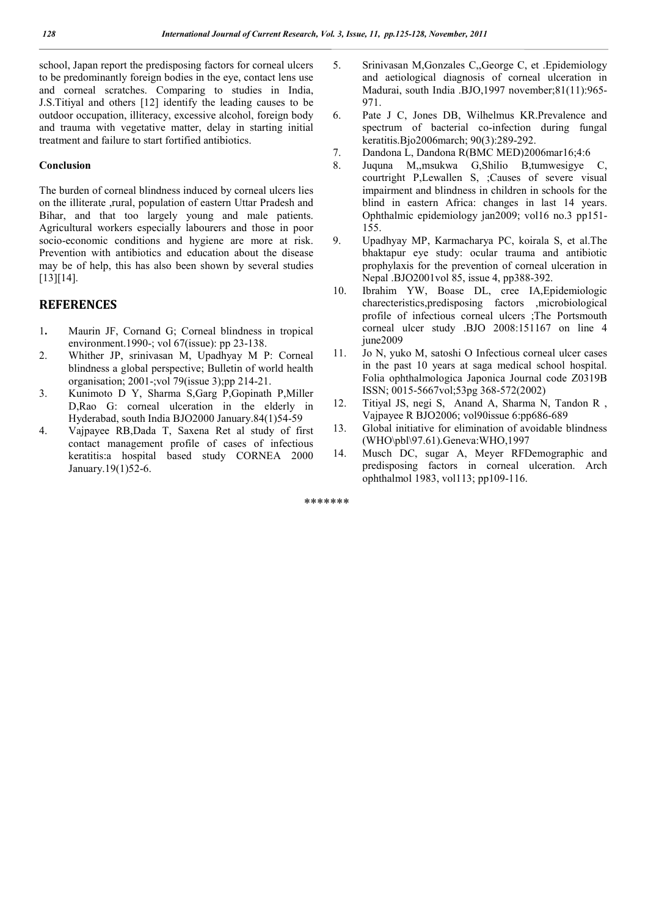school, Japan report the predisposing factors for corneal ulcers to be predominantly foreign bodies in the eye, contact lens use and corneal scratches. Comparing to studies in India, J.S.Titiyal and others [12] identify the leading causes to be outdoor occupation, illiteracy, excessive alcohol, foreign body and trauma with vegetative matter, delay in starting initial treatment and failure to start fortified antibiotics.

### Conclusion

The burden of corneal blindness induced by corneal ulcers lies on the illiterate ,rural, population of eastern Uttar Pradesh and Bihar, and that too largely young and male patients. Agricultural workers especially labourers and those in poor socio-economic conditions and hygiene are more at risk. Prevention with antibiotics and education about the disease may be of help, this has also been shown by several studies [13][14].

## REFERENCES

1. Maurin JF, Cornand G; Corneal blindness in tropical environment.1990-; vol 67(issue): pp 23-138.
2. Whither JP, srinivasan M, Upadhyay M P: Corneal blindness a global perspective; Bulletin of world health organisation; 2001-;vol 79(issue 3);pp 214-21.
3. Kunimoto D Y, Sharma S,Garg P,Gopinath P,Miller D,Rao G: corneal ulceration in the elderly in Hyderabad, south India BJO2000 January.84(1)54-59
4. Vajpayee RB,Dada T, Saxena Ret al study of first contact management profile of cases of infectious keratitis:a hospital based study CORNEA 2000 January.19(1)52-6.
5. Srinivasan M,Gonzales C,,George C, et .Epidemiology and aetiological diagnosis of corneal ulceration in Madurai, south India .BJO,1997 november;81(11):965-971.
6. Pate J C, Jones DB, Wilhelmus KR.Prevalence and spectrum of bacterial co-infection during fungal keratitis.Bjo2006march; 90(3):289-292.
7. Dandona L, Dandona R(BMC MED)2006mar16;4:6
8. Juquna M,,msukwa G,Shilio B,tumwesigye C, courtright P,Lewallen S, ;Causes of severe visual impairment and blindness in children in schools for the blind in eastern Africa: changes in last 14 years. Ophthalmic epidemiology jan2009; vol16 no.3 pp151-155.
9. Upadhyay MP, Karmacharya PC, koirala S, et al.The bhaktapur eye study: ocular trauma and antibiotic prophylaxis for the prevention of corneal ulceration in Nepal .BJO2001vol 85, issue 4, pp388-392.
10. Ibrahim YW, Boase DL, cree IA,Epidemiologic charecteristics,predisposing factors ,microbiological profile of infectious corneal ulcers ;The Portsmouth corneal ulcer study .BJO 2008:151167 on line 4 june2009
11. Jo N, yuko M, satoshi O Infectious corneal ulcer cases in the past 10 years at saga medical school hospital. Folia ophthalmologica Japonica Journal code Z0319B ISSN; 0015-5667vol;53pg 368-572(2002)
12. Titiyal JS, negi S, Anand A, Sharma N, Tandon R , Vajpayee R BJO2006; vol90issue 6:pp686-689
13. Global initiative for elimination of avoidable blindness (WHO\pbl\97.61).Geneva:WHO,1997
14. Musch DC, sugar A, Meyer RFDemographic and predisposing factors in corneal ulceration. Arch ophthalmol 1983, vol113; pp109-116.

\*\*\*\*\*\*\*